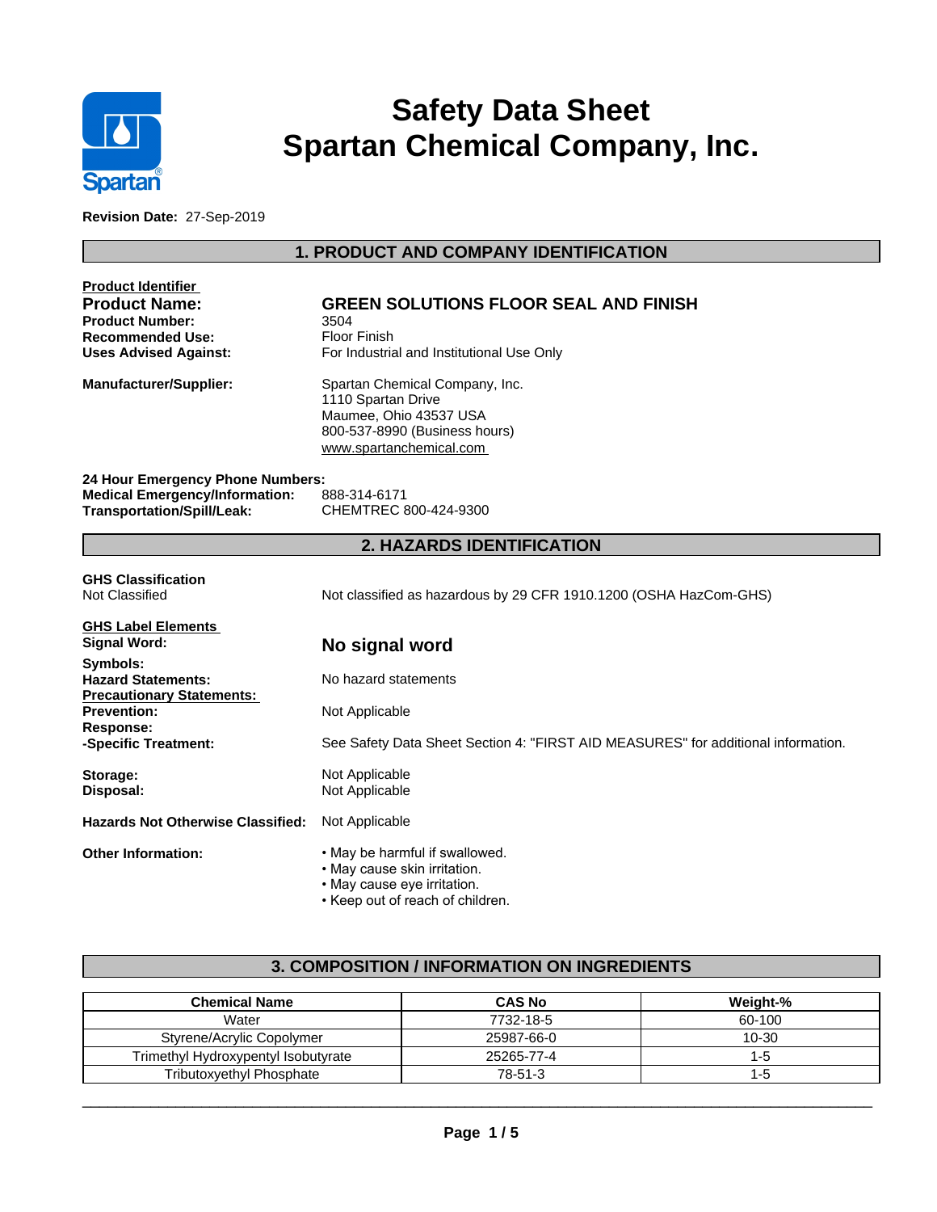# Safety Data Sheet
# Spartan Chemical Company, Inc.

**Revision Date:** 27-Sep-2019

## 1. PRODUCT AND COMPANY IDENTIFICATION

**Product Identifier**

| | |
|---|---|
| **Product Name:** | **GREEN SOLUTIONS FLOOR SEAL AND FINISH** |
| **Product Number:** | 3504 |
| **Recommended Use:** | Floor Finish |
| **Uses Advised Against:** | For Industrial and Institutional Use Only |
| **Manufacturer/Supplier:** | Spartan Chemical Company, Inc.<br>1110 Spartan Drive<br>Maumee, Ohio 43537 USA<br>800-537-8990 (Business hours)<br>www.spartanchemical.com |

**24 Hour Emergency Phone Numbers:**

| | |
|---|---|
| **Medical Emergency/Information:** | 888-314-6171 |
| **Transportation/Spill/Leak:** | CHEMTREC 800-424-9300 |

## 2. HAZARDS IDENTIFICATION

**GHS Classification**

Not Classified — Not classified as hazardous by 29 CFR 1910.1200 (OSHA HazCom-GHS)

**GHS Label Elements**

| | |
|---|---|
| **Signal Word:** | **No signal word** |
| **Symbols:** | |
| **Hazard Statements:** | No hazard statements |
| **Precautionary Statements:** | |
| **Prevention:** | Not Applicable |
| **Response:** | |
| **-Specific Treatment:** | See Safety Data Sheet Section 4: "FIRST AID MEASURES" for additional information. |
| **Storage:** | Not Applicable |
| **Disposal:** | Not Applicable |
| **Hazards Not Otherwise Classified:** | Not Applicable |

**Other Information:**

- May be harmful if swallowed.
- May cause skin irritation.
- May cause eye irritation.
- Keep out of reach of children.

## 3. COMPOSITION / INFORMATION ON INGREDIENTS

| Chemical Name | CAS No | Weight-% |
|---|---|---|
| Water | 7732-18-5 | 60-100 |
| Styrene/Acrylic Copolymer | 25987-66-0 | 10-30 |
| Trimethyl Hydroxypentyl Isobutyrate | 25265-77-4 | 1-5 |
| Tributoxyethyl Phosphate | 78-51-3 | 1-5 |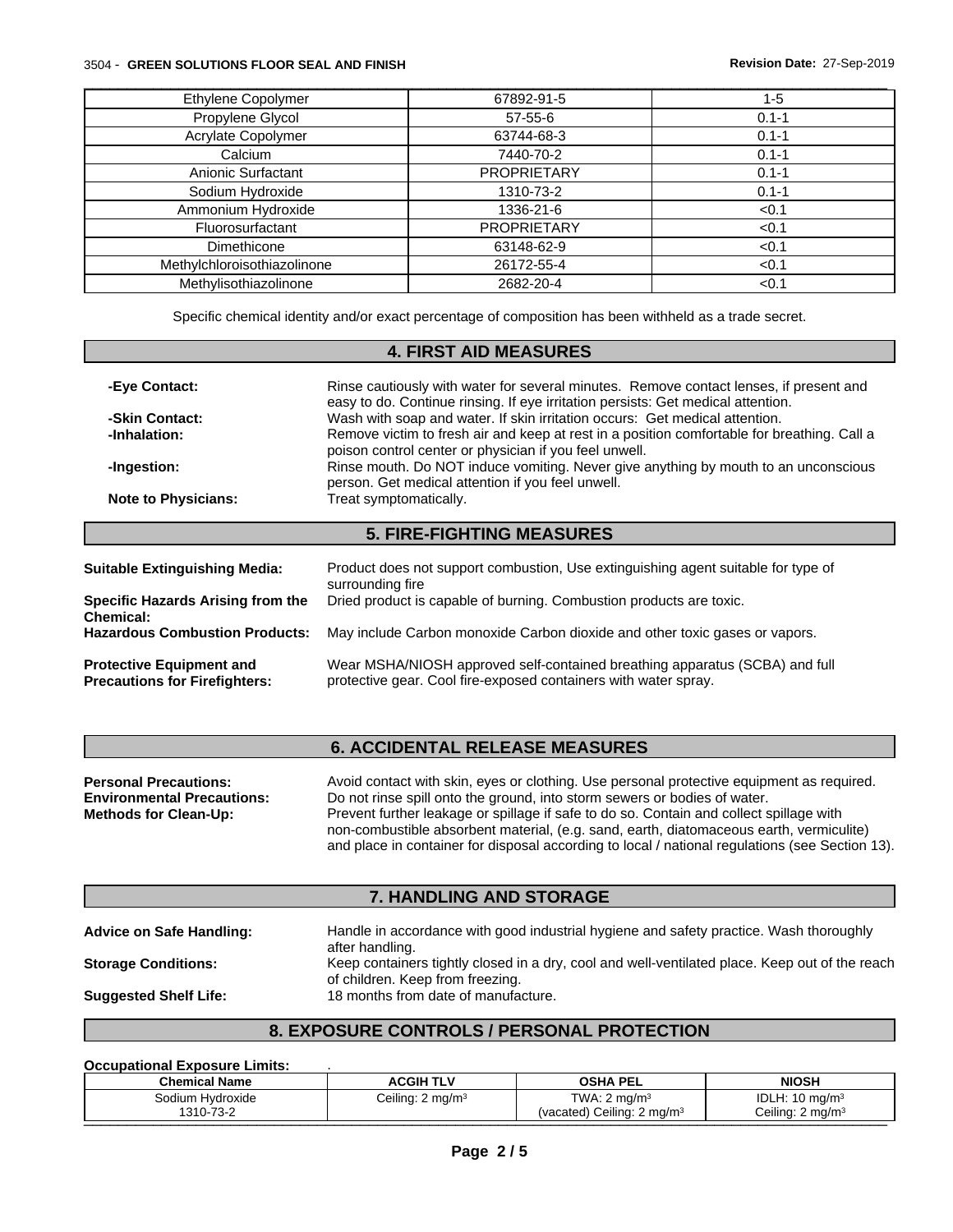| Ethylene Copolymer | 67892-91-5 | 1-5 |
|---|---|---|
| Propylene Glycol | 57-55-6 | 0.1-1 |
| Acrylate Copolymer | 63744-68-3 | 0.1-1 |
| Calcium | 7440-70-2 | 0.1-1 |
| Anionic Surfactant | PROPRIETARY | 0.1-1 |
| Sodium Hydroxide | 1310-73-2 | 0.1-1 |
| Ammonium Hydroxide | 1336-21-6 | <0.1 |
| Fluorosurfactant | PROPRIETARY | <0.1 |
| Dimethicone | 63148-62-9 | <0.1 |
| Methylchloroisothiazolinone | 26172-55-4 | <0.1 |
| Methylisothiazolinone | 2682-20-4 | <0.1 |

Specific chemical identity and/or exact percentage of composition has been withheld as a trade secret.

## 4. FIRST AID MEASURES

**-Eye Contact:** Rinse cautiously with water for several minutes. Remove contact lenses, if present and easy to do. Continue rinsing. If eye irritation persists: Get medical attention.

**-Skin Contact:** Wash with soap and water. If skin irritation occurs: Get medical attention.

**-Inhalation:** Remove victim to fresh air and keep at rest in a position comfortable for breathing. Call a poison control center or physician if you feel unwell.

**-Ingestion:** Rinse mouth. Do NOT induce vomiting. Never give anything by mouth to an unconscious person. Get medical attention if you feel unwell.

**Note to Physicians:** Treat symptomatically.

## 5. FIRE-FIGHTING MEASURES

**Suitable Extinguishing Media:** Product does not support combustion, Use extinguishing agent suitable for type of surrounding fire

**Specific Hazards Arising from the Chemical:** Dried product is capable of burning. Combustion products are toxic.

**Hazardous Combustion Products:** May include Carbon monoxide Carbon dioxide and other toxic gases or vapors.

**Protective Equipment and Precautions for Firefighters:** Wear MSHA/NIOSH approved self-contained breathing apparatus (SCBA) and full protective gear. Cool fire-exposed containers with water spray.

## 6. ACCIDENTAL RELEASE MEASURES

**Personal Precautions:** Avoid contact with skin, eyes or clothing. Use personal protective equipment as required.

**Environmental Precautions:** Do not rinse spill onto the ground, into storm sewers or bodies of water.

**Methods for Clean-Up:** Prevent further leakage or spillage if safe to do so. Contain and collect spillage with non-combustible absorbent material, (e.g. sand, earth, diatomaceous earth, vermiculite) and place in container for disposal according to local / national regulations (see Section 13).

## 7. HANDLING AND STORAGE

**Advice on Safe Handling:** Handle in accordance with good industrial hygiene and safety practice. Wash thoroughly after handling.

**Storage Conditions:** Keep containers tightly closed in a dry, cool and well-ventilated place. Keep out of the reach of children. Keep from freezing.

**Suggested Shelf Life:** 18 months from date of manufacture.

## 8. EXPOSURE CONTROLS / PERSONAL PROTECTION

**Occupational Exposure Limits:** .

| Chemical Name | ACGIH TLV | OSHA PEL | NIOSH |
|---|---|---|---|
| Sodium Hydroxide 1310-73-2 | Ceiling: 2 mg/m³ | TWA: 2 mg/m³ (vacated) Ceiling: 2 mg/m³ | IDLH: 10 mg/m³ Ceiling: 2 mg/m³ |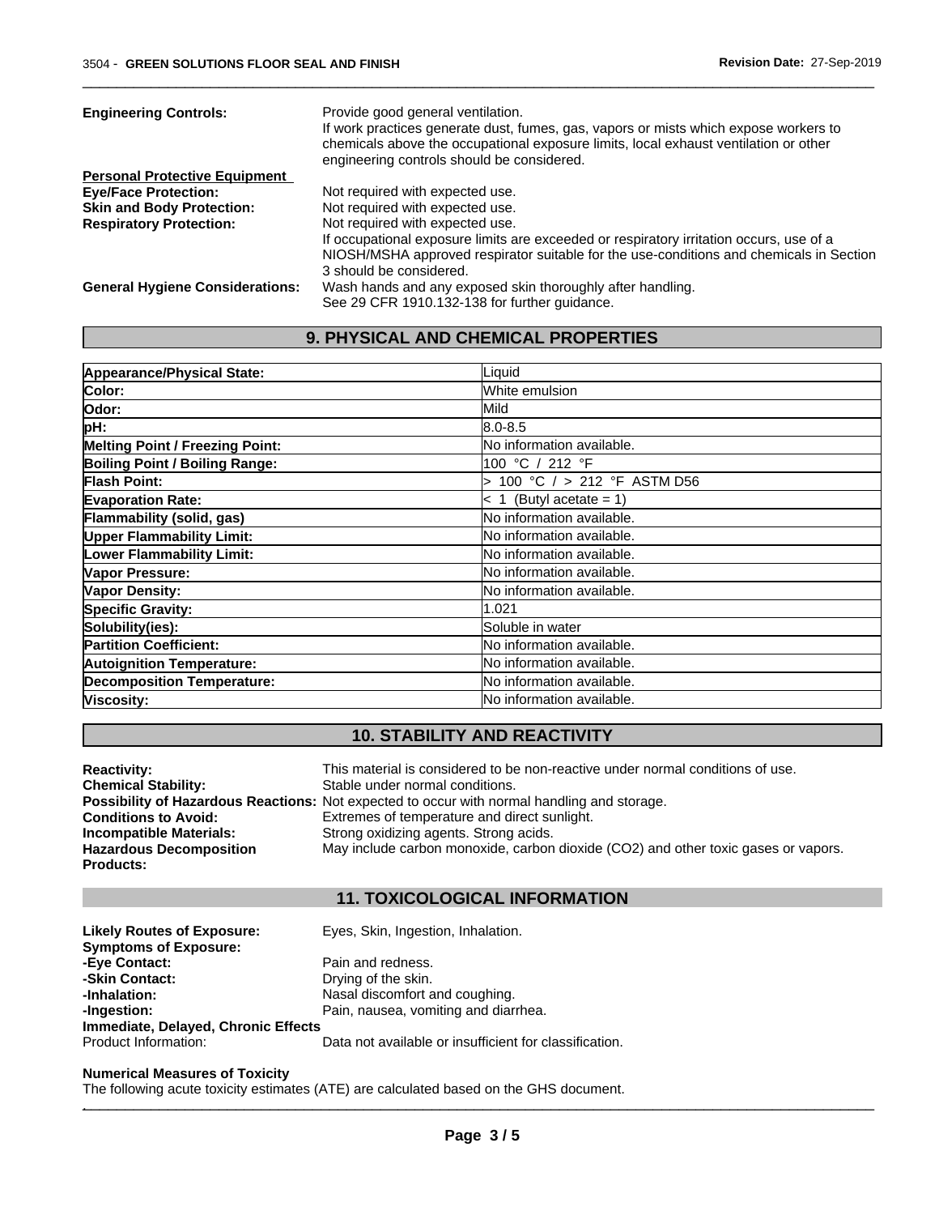**Engineering Controls:** Provide good general ventilation.
If work practices generate dust, fumes, gas, vapors or mists which expose workers to chemicals above the occupational exposure limits, local exhaust ventilation or other engineering controls should be considered.

**Personal Protective Equipment**

**Eye/Face Protection:** Not required with expected use.

**Skin and Body Protection:** Not required with expected use.

**Respiratory Protection:** Not required with expected use.
If occupational exposure limits are exceeded or respiratory irritation occurs, use of a NIOSH/MSHA approved respirator suitable for the use-conditions and chemicals in Section 3 should be considered.

**General Hygiene Considerations:** Wash hands and any exposed skin thoroughly after handling.
See 29 CFR 1910.132-138 for further guidance.

## 9. PHYSICAL AND CHEMICAL PROPERTIES

| Property | Value |
|---|---|
| **Appearance/Physical State:** | Liquid |
| **Color:** | White emulsion |
| **Odor:** | Mild |
| **pH:** | 8.0-8.5 |
| **Melting Point / Freezing Point:** | No information available. |
| **Boiling Point / Boiling Range:** | 100 °C / 212 °F |
| **Flash Point:** | > 100 °C / > 212 °F ASTM D56 |
| **Evaporation Rate:** | < 1 (Butyl acetate = 1) |
| **Flammability (solid, gas)** | No information available. |
| **Upper Flammability Limit:** | No information available. |
| **Lower Flammability Limit:** | No information available. |
| **Vapor Pressure:** | No information available. |
| **Vapor Density:** | No information available. |
| **Specific Gravity:** | 1.021 |
| **Solubility(ies):** | Soluble in water |
| **Partition Coefficient:** | No information available. |
| **Autoignition Temperature:** | No information available. |
| **Decomposition Temperature:** | No information available. |
| **Viscosity:** | No information available. |

## 10. STABILITY AND REACTIVITY

**Reactivity:** This material is considered to be non-reactive under normal conditions of use.

**Chemical Stability:** Stable under normal conditions.

**Possibility of Hazardous Reactions:** Not expected to occur with normal handling and storage.

**Conditions to Avoid:** Extremes of temperature and direct sunlight.

**Incompatible Materials:** Strong oxidizing agents. Strong acids.

**Hazardous Decomposition Products:** May include carbon monoxide, carbon dioxide ($CO_2$) and other toxic gases or vapors.

## 11. TOXICOLOGICAL INFORMATION

**Likely Routes of Exposure:** Eyes, Skin, Ingestion, Inhalation.

**Symptoms of Exposure:**

**-Eye Contact:** Pain and redness.

**-Skin Contact:** Drying of the skin.

**-Inhalation:** Nasal discomfort and coughing.

**-Ingestion:** Pain, nausea, vomiting and diarrhea.

**Immediate, Delayed, Chronic Effects**

Product Information: Data not available or insufficient for classification.

**Numerical Measures of Toxicity**

The following acute toxicity estimates (ATE) are calculated based on the GHS document.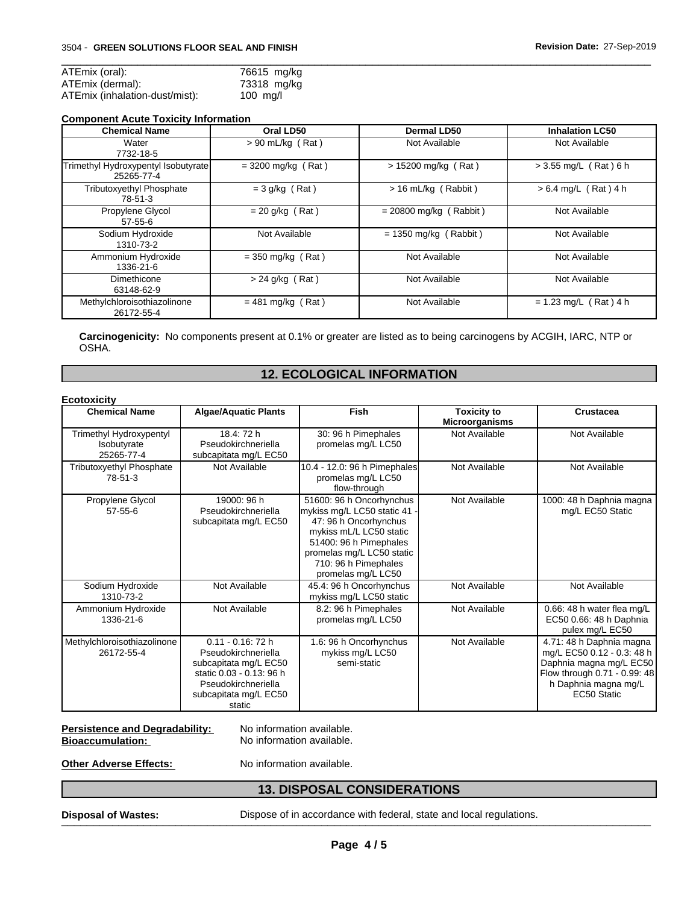| | |
|---|---|
| ATEmix (oral): | 76615 mg/kg |
| ATEmix (dermal): | 73318 mg/kg |
| ATEmix (inhalation-dust/mist): | 100 mg/l |

**Component Acute Toxicity Information**

| Chemical Name | Oral LD50 | Dermal LD50 | Inhalation LC50 |
|---|---|---|---|
| Water<br>7732-18-5 | > 90 mL/kg ( Rat ) | Not Available | Not Available |
| Trimethyl Hydroxypentyl Isobutyrate<br>25265-77-4 | = 3200 mg/kg ( Rat ) | > 15200 mg/kg ( Rat ) | > 3.55 mg/L ( Rat ) 6 h |
| Tributoxyethyl Phosphate<br>78-51-3 | = 3 g/kg ( Rat ) | > 16 mL/kg ( Rabbit ) | > 6.4 mg/L ( Rat ) 4 h |
| Propylene Glycol<br>57-55-6 | = 20 g/kg ( Rat ) | = 20800 mg/kg ( Rabbit ) | Not Available |
| Sodium Hydroxide<br>1310-73-2 | Not Available | = 1350 mg/kg ( Rabbit ) | Not Available |
| Ammonium Hydroxide<br>1336-21-6 | = 350 mg/kg ( Rat ) | Not Available | Not Available |
| Dimethicone<br>63148-62-9 | > 24 g/kg ( Rat ) | Not Available | Not Available |
| Methylchloroisothiazolinone<br>26172-55-4 | = 481 mg/kg ( Rat ) | Not Available | = 1.23 mg/L ( Rat ) 4 h |

**Carcinogenicity:** No components present at 0.1% or greater are listed as to being carcinogens by ACGIH, IARC, NTP or OSHA.

## 12. ECOLOGICAL INFORMATION

**Ecotoxicity**

| Chemical Name | Algae/Aquatic Plants | Fish | Toxicity to Microorganisms | Crustacea |
|---|---|---|---|---|
| Trimethyl Hydroxypentyl Isobutyrate<br>25265-77-4 | 18.4: 72 h Pseudokirchneriella subcapitata mg/L EC50 | 30: 96 h Pimephales promelas mg/L LC50 | Not Available | Not Available |
| Tributoxyethyl Phosphate<br>78-51-3 | Not Available | 10.4 - 12.0: 96 h Pimephales promelas mg/L LC50 flow-through | Not Available | Not Available |
| Propylene Glycol<br>57-55-6 | 19000: 96 h Pseudokirchneriella subcapitata mg/L EC50 | 51600: 96 h Oncorhynchus mykiss mg/L LC50 static 41 - 47: 96 h Oncorhynchus mykiss mL/L LC50 static 51400: 96 h Pimephales promelas mg/L LC50 static 710: 96 h Pimephales promelas mg/L LC50 | Not Available | 1000: 48 h Daphnia magna mg/L EC50 Static |
| Sodium Hydroxide<br>1310-73-2 | Not Available | 45.4: 96 h Oncorhynchus mykiss mg/L LC50 static | Not Available | Not Available |
| Ammonium Hydroxide<br>1336-21-6 | Not Available | 8.2: 96 h Pimephales promelas mg/L LC50 | Not Available | 0.66: 48 h water flea mg/L EC50 0.66: 48 h Daphnia pulex mg/L EC50 |
| Methylchloroisothiazolinone<br>26172-55-4 | 0.11 - 0.16: 72 h Pseudokirchneriella subcapitata mg/L EC50 static 0.03 - 0.13: 96 h Pseudokirchneriella subcapitata mg/L EC50 static | 1.6: 96 h Oncorhynchus mykiss mg/L LC50 semi-static | Not Available | 4.71: 48 h Daphnia magna mg/L EC50 0.12 - 0.3: 48 h Daphnia magna mg/L EC50 Flow through 0.71 - 0.99: 48 h Daphnia magna mg/L EC50 Static |

**Persistence and Degradability:** No information available.
**Bioaccumulation:** No information available.

**Other Adverse Effects:** No information available.

## 13. DISPOSAL CONSIDERATIONS

**Disposal of Wastes:** Dispose of in accordance with federal, state and local regulations.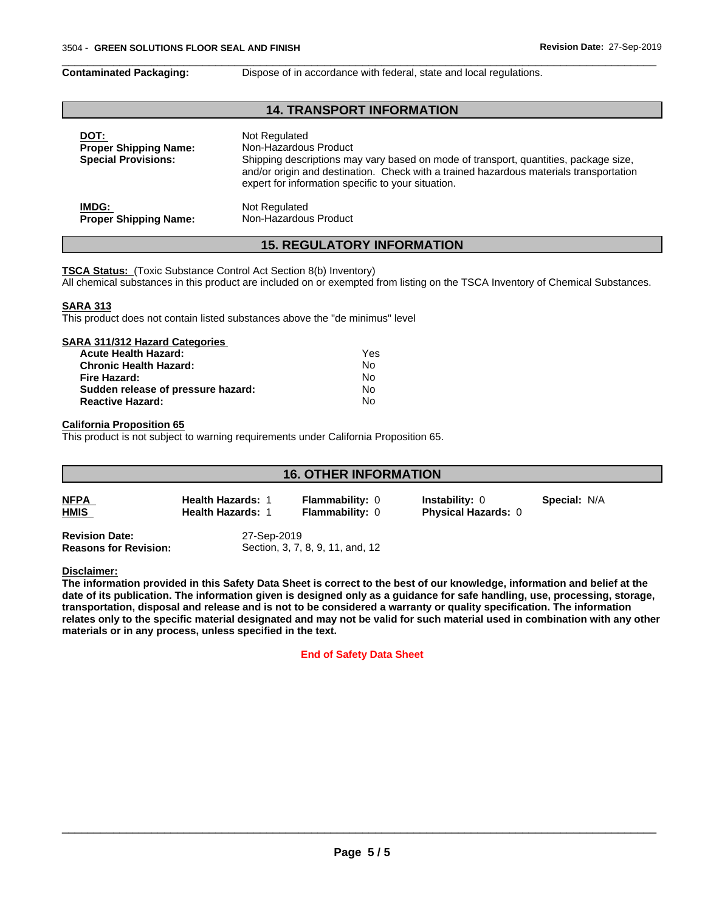**Contaminated Packaging:** Dispose of in accordance with federal, state and local regulations.

## 14. TRANSPORT INFORMATION

| | |
|---|---|
| **DOT:** | Not Regulated |
| **Proper Shipping Name:** | Non-Hazardous Product |
| **Special Provisions:** | Shipping descriptions may vary based on mode of transport, quantities, package size, and/or origin and destination. Check with a trained hazardous materials transportation expert for information specific to your situation. |

| | |
|---|---|
| **IMDG:** | Not Regulated |
| **Proper Shipping Name:** | Non-Hazardous Product |

## 15. REGULATORY INFORMATION

**TSCA Status:** (Toxic Substance Control Act Section 8(b) Inventory)
All chemical substances in this product are included on or exempted from listing on the TSCA Inventory of Chemical Substances.

**SARA 313**
This product does not contain listed substances above the "de minimus" level

**SARA 311/312 Hazard Categories**

| | |
|---|---|
| **Acute Health Hazard:** | Yes |
| **Chronic Health Hazard:** | No |
| **Fire Hazard:** | No |
| **Sudden release of pressure hazard:** | No |
| **Reactive Hazard:** | No |

**California Proposition 65**
This product is not subject to warning requirements under California Proposition 65.

## 16. OTHER INFORMATION

| | | | | |
|---|---|---|---|---|
| **NFPA** | **Health Hazards:** 1 | **Flammability:** 0 | **Instability:** 0 | **Special:** N/A |
| **HMIS** | **Health Hazards:** 1 | **Flammability:** 0 | **Physical Hazards:** 0 | |

**Revision Date:** 27-Sep-2019
**Reasons for Revision:** Section, 3, 7, 8, 9, 11, and, 12

**Disclaimer:**
**The information provided in this Safety Data Sheet is correct to the best of our knowledge, information and belief at the date of its publication. The information given is designed only as a guidance for safe handling, use, processing, storage, transportation, disposal and release and is not to be considered a warranty or quality specification. The information relates only to the specific material designated and may not be valid for such material used in combination with any other materials or in any process, unless specified in the text.**

**End of Safety Data Sheet**